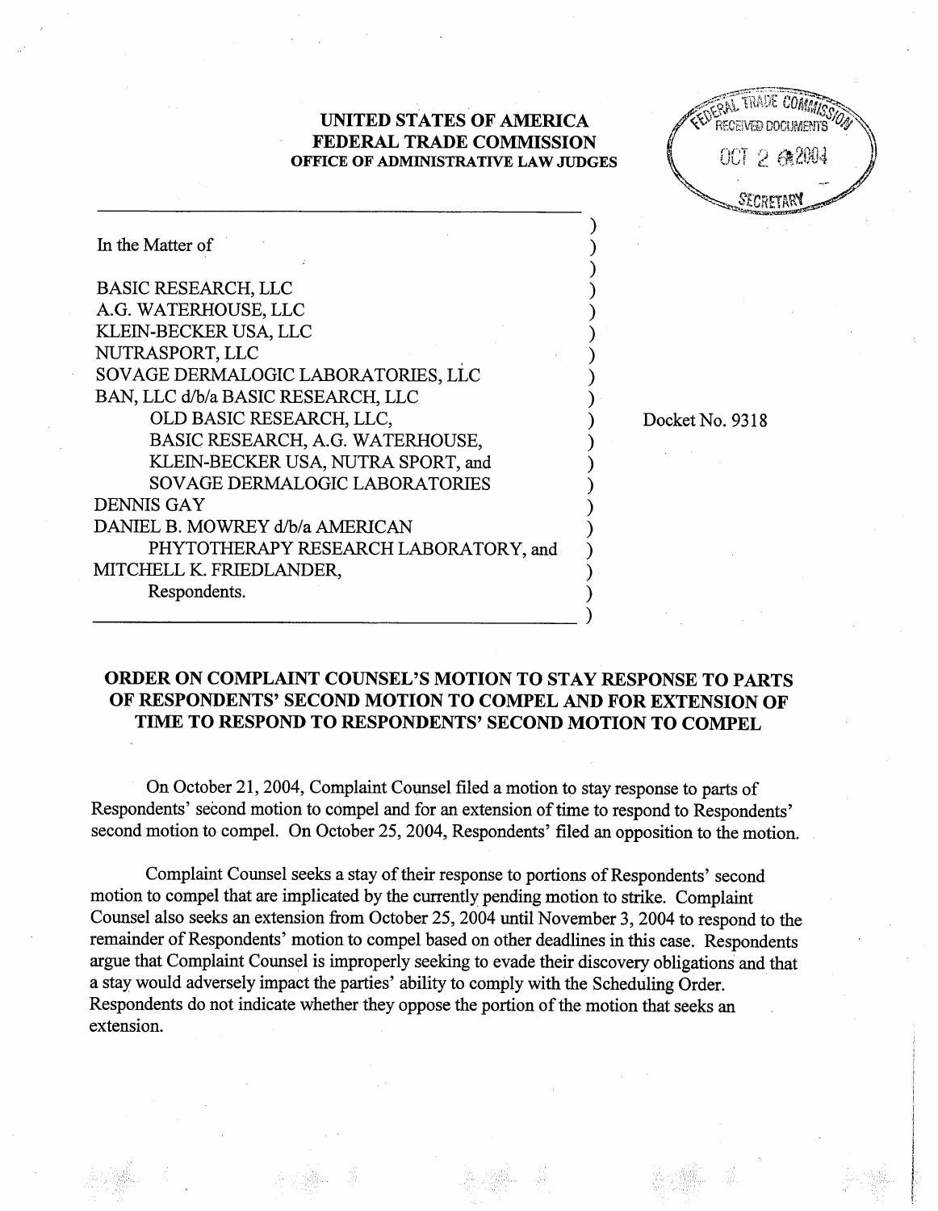**UNITED STATES OF AMERICA**
**FEDERAL TRADE COMMISSION**
**OFFICE OF ADMINISTRATIVE LAW JUDGES**

FEDERAL TRADE COMMISSION RECEIVED DOCUMENTS OCT 2 6 2004 SECRETARY

In the Matter of

BASIC RESEARCH, LLC
A.G. WATERHOUSE, LLC
KLEIN-BECKER USA, LLC
NUTRASPORT, LLC
SOVAGE DERMALOGIC LABORATORIES, LLC
BAN, LLC d/b/a BASIC RESEARCH, LLC
OLD BASIC RESEARCH, LLC,
BASIC RESEARCH, A.G. WATERHOUSE,
KLEIN-BECKER USA, NUTRA SPORT, and
SOVAGE DERMALOGIC LABORATORIES
DENNIS GAY
DANIEL B. MOWREY d/b/a AMERICAN
PHYTOTHERAPY RESEARCH LABORATORY, and
MITCHELL K. FRIEDLANDER,
Respondents.

Docket No. 9318

## ORDER ON COMPLAINT COUNSEL'S MOTION TO STAY RESPONSE TO PARTS OF RESPONDENTS' SECOND MOTION TO COMPEL AND FOR EXTENSION OF TIME TO RESPOND TO RESPONDENTS' SECOND MOTION TO COMPEL

On October 21, 2004, Complaint Counsel filed a motion to stay response to parts of Respondents' second motion to compel and for an extension of time to respond to Respondents' second motion to compel. On October 25, 2004, Respondents' filed an opposition to the motion.

Complaint Counsel seeks a stay of their response to portions of Respondents' second motion to compel that are implicated by the currently pending motion to strike. Complaint Counsel also seeks an extension from October 25, 2004 until November 3, 2004 to respond to the remainder of Respondents' motion to compel based on other deadlines in this case. Respondents argue that Complaint Counsel is improperly seeking to evade their discovery obligations and that a stay would adversely impact the parties' ability to comply with the Scheduling Order. Respondents do not indicate whether they oppose the portion of the motion that seeks an extension.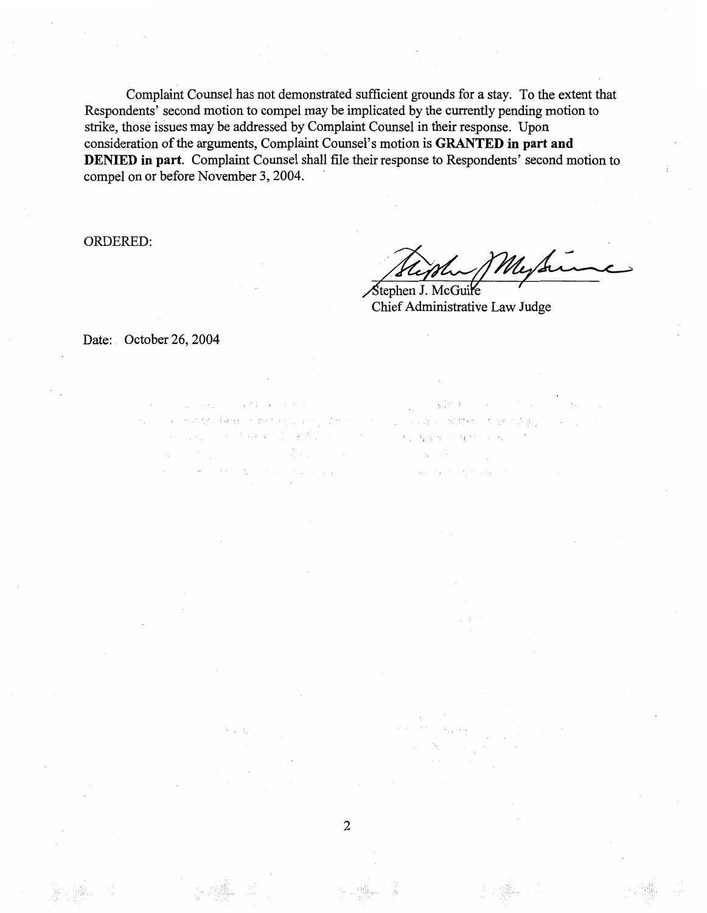Complaint Counsel has not demonstrated sufficient grounds for a stay. To the extent that Respondents' second motion to compel may be implicated by the currently pending motion to strike, those issues may be addressed by Complaint Counsel in their response. Upon consideration of the arguments, Complaint Counsel's motion is **GRANTED in part and DENIED in part**. Complaint Counsel shall file their response to Respondents' second motion to compel on or before November 3, 2004.

ORDERED:

Stephen J. McGuire
Chief Administrative Law Judge

Date: October 26, 2004